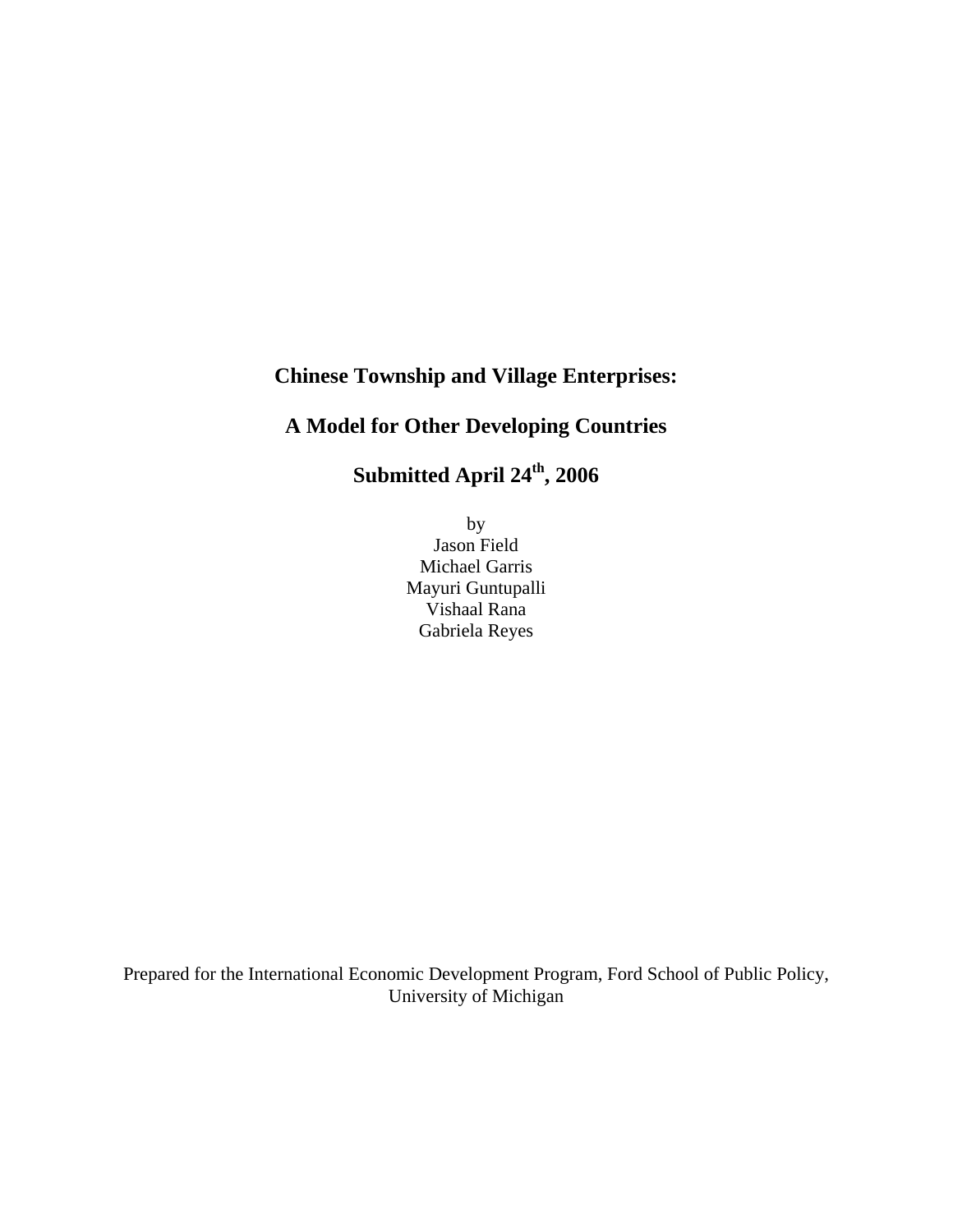# Chinese Township and Village Enterprises:

# A Model for Other Developing Countries

# Submitted April 24th, 2006

by
Jason Field
Michael Garris
Mayuri Guntupalli
Vishaal Rana
Gabriela Reyes

Prepared for the International Economic Development Program, Ford School of Public Policy, University of Michigan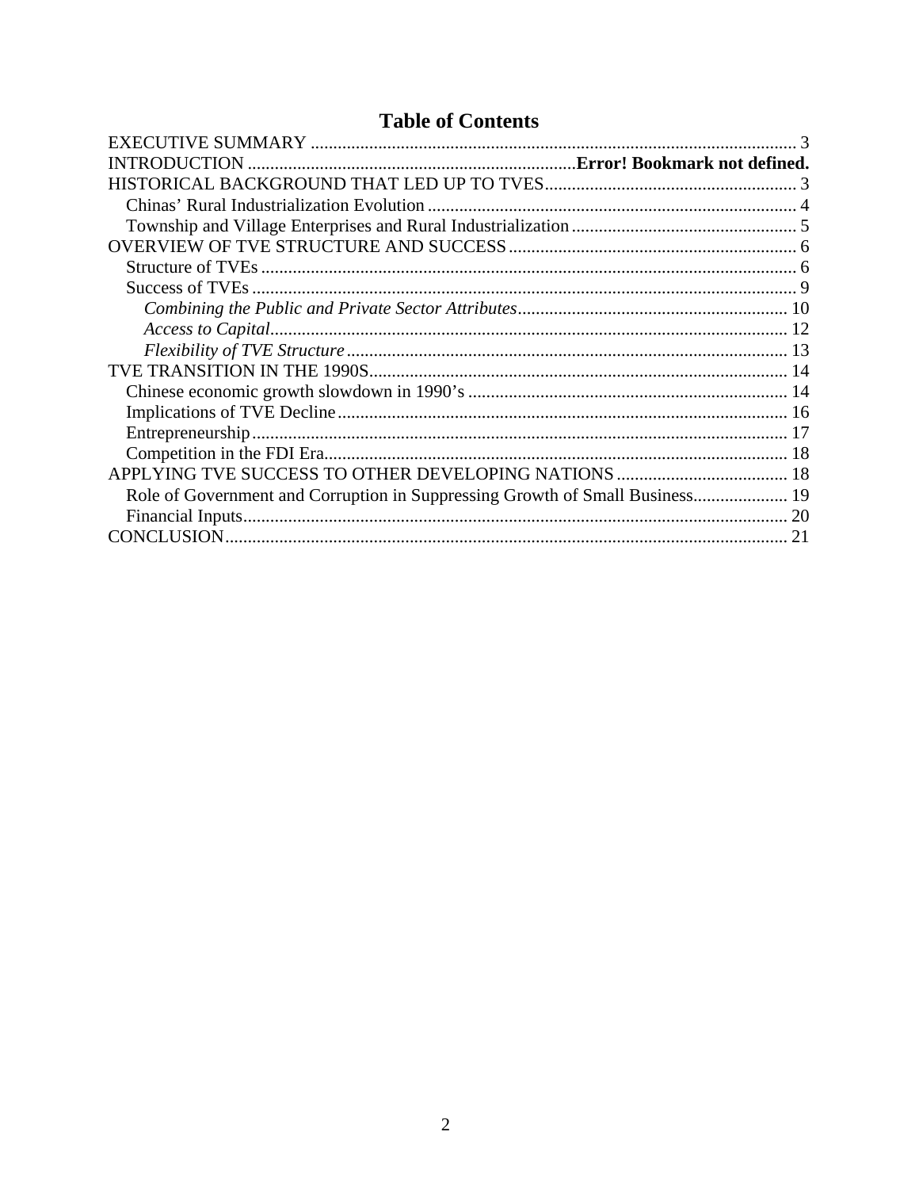# Table of Contents

EXECUTIVE SUMMARY ..... 3
INTRODUCTION ..... **Error! Bookmark not defined.**
HISTORICAL BACKGROUND THAT LED UP TO TVES ..... 3
- Chinas' Rural Industrialization Evolution ..... 4
- Township and Village Enterprises and Rural Industrialization ..... 5

OVERVIEW OF TVE STRUCTURE AND SUCCESS ..... 6
- Structure of TVEs ..... 6
- Success of TVEs ..... 9
  - *Combining the Public and Private Sector Attributes* ..... 10
  - *Access to Capital* ..... 12
  - *Flexibility of TVE Structure* ..... 13

TVE TRANSITION IN THE 1990S ..... 14
- Chinese economic growth slowdown in 1990's ..... 14
- Implications of TVE Decline ..... 16
- Entrepreneurship ..... 17
- Competition in the FDI Era ..... 18

APPLYING TVE SUCCESS TO OTHER DEVELOPING NATIONS ..... 18
- Role of Government and Corruption in Suppressing Growth of Small Business ..... 19
- Financial Inputs ..... 20

CONCLUSION ..... 21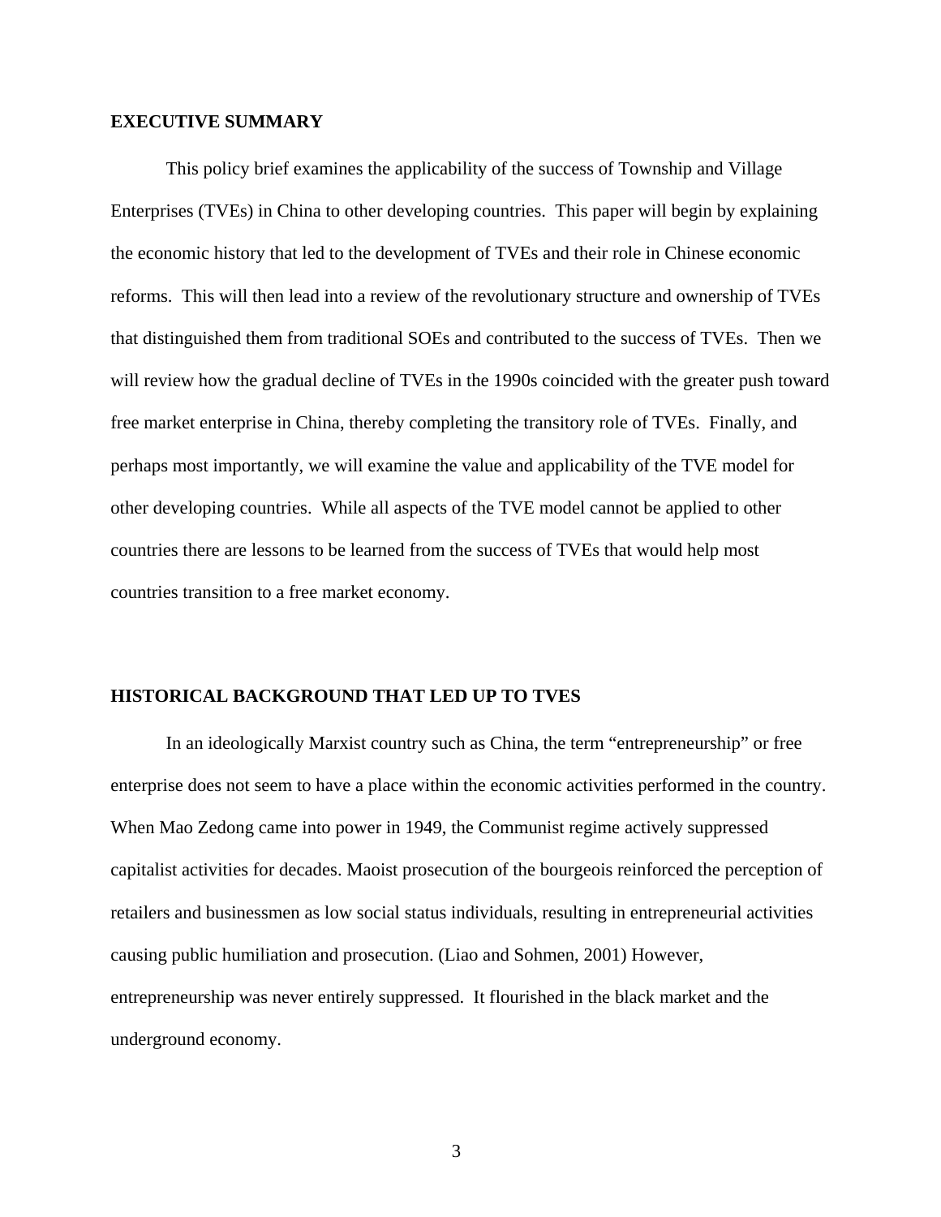## EXECUTIVE SUMMARY

This policy brief examines the applicability of the success of Township and Village Enterprises (TVEs) in China to other developing countries. This paper will begin by explaining the economic history that led to the development of TVEs and their role in Chinese economic reforms. This will then lead into a review of the revolutionary structure and ownership of TVEs that distinguished them from traditional SOEs and contributed to the success of TVEs. Then we will review how the gradual decline of TVEs in the 1990s coincided with the greater push toward free market enterprise in China, thereby completing the transitory role of TVEs. Finally, and perhaps most importantly, we will examine the value and applicability of the TVE model for other developing countries. While all aspects of the TVE model cannot be applied to other countries there are lessons to be learned from the success of TVEs that would help most countries transition to a free market economy.

## HISTORICAL BACKGROUND THAT LED UP TO TVES

In an ideologically Marxist country such as China, the term "entrepreneurship" or free enterprise does not seem to have a place within the economic activities performed in the country. When Mao Zedong came into power in 1949, the Communist regime actively suppressed capitalist activities for decades. Maoist prosecution of the bourgeois reinforced the perception of retailers and businessmen as low social status individuals, resulting in entrepreneurial activities causing public humiliation and prosecution. (Liao and Sohmen, 2001) However, entrepreneurship was never entirely suppressed. It flourished in the black market and the underground economy.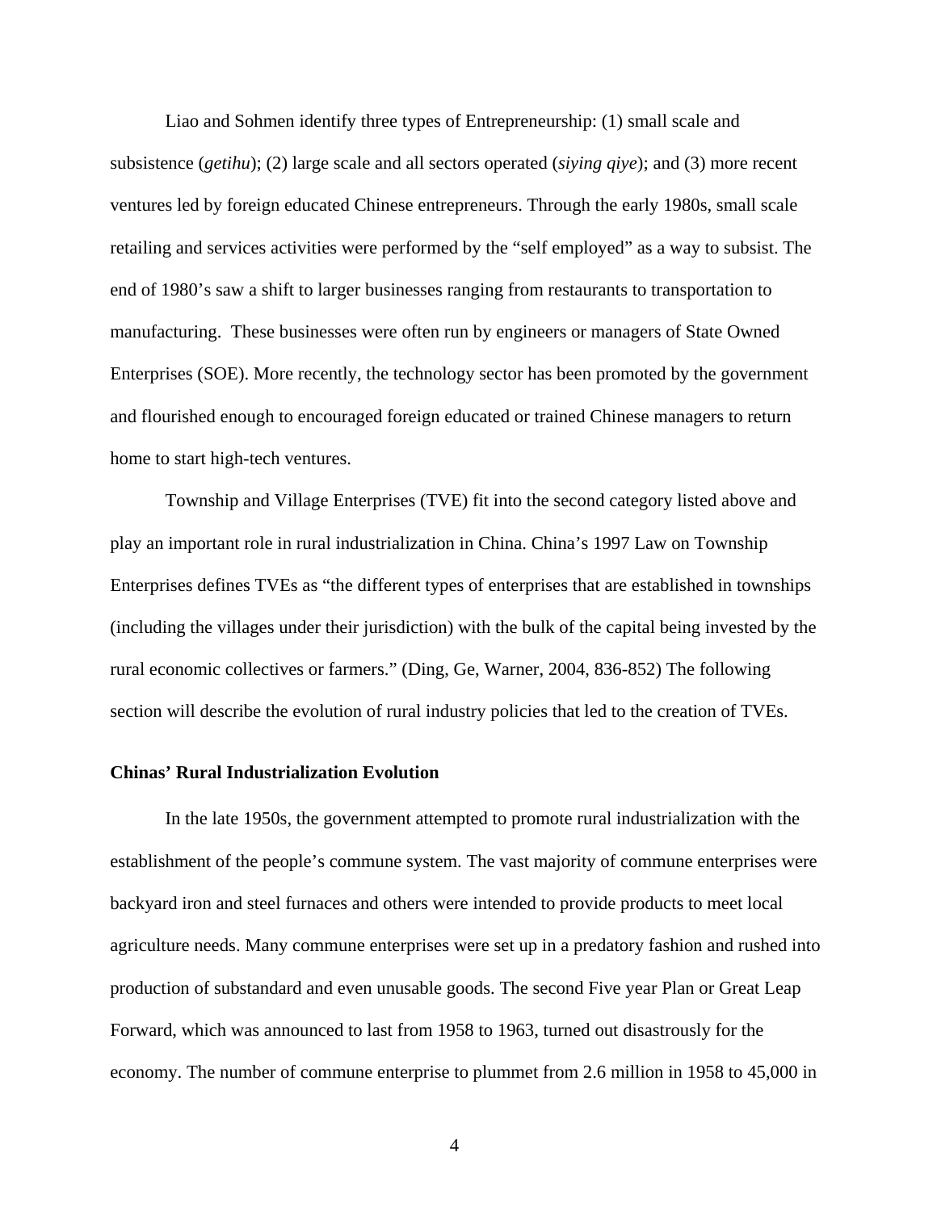Liao and Sohmen identify three types of Entrepreneurship: (1) small scale and subsistence (*getihu*); (2) large scale and all sectors operated (*siying qiye*); and (3) more recent ventures led by foreign educated Chinese entrepreneurs. Through the early 1980s, small scale retailing and services activities were performed by the "self employed" as a way to subsist. The end of 1980's saw a shift to larger businesses ranging from restaurants to transportation to manufacturing. These businesses were often run by engineers or managers of State Owned Enterprises (SOE). More recently, the technology sector has been promoted by the government and flourished enough to encouraged foreign educated or trained Chinese managers to return home to start high-tech ventures.

Township and Village Enterprises (TVE) fit into the second category listed above and play an important role in rural industrialization in China. China's 1997 Law on Township Enterprises defines TVEs as "the different types of enterprises that are established in townships (including the villages under their jurisdiction) with the bulk of the capital being invested by the rural economic collectives or farmers." (Ding, Ge, Warner, 2004, 836-852) The following section will describe the evolution of rural industry policies that led to the creation of TVEs.

**Chinas' Rural Industrialization Evolution**

In the late 1950s, the government attempted to promote rural industrialization with the establishment of the people's commune system. The vast majority of commune enterprises were backyard iron and steel furnaces and others were intended to provide products to meet local agriculture needs. Many commune enterprises were set up in a predatory fashion and rushed into production of substandard and even unusable goods. The second Five year Plan or Great Leap Forward, which was announced to last from 1958 to 1963, turned out disastrously for the economy. The number of commune enterprise to plummet from 2.6 million in 1958 to 45,000 in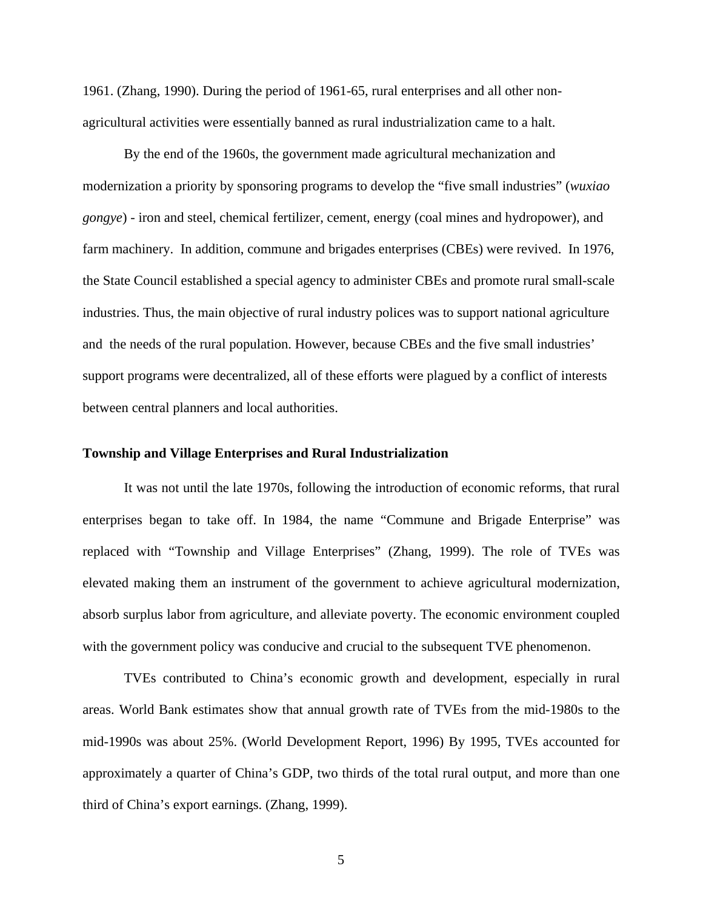1961. (Zhang, 1990). During the period of 1961-65, rural enterprises and all other non-agricultural activities were essentially banned as rural industrialization came to a halt.

By the end of the 1960s, the government made agricultural mechanization and modernization a priority by sponsoring programs to develop the "five small industries" (*wuxiao gongye*) - iron and steel, chemical fertilizer, cement, energy (coal mines and hydropower), and farm machinery. In addition, commune and brigades enterprises (CBEs) were revived. In 1976, the State Council established a special agency to administer CBEs and promote rural small-scale industries. Thus, the main objective of rural industry polices was to support national agriculture and the needs of the rural population. However, because CBEs and the five small industries' support programs were decentralized, all of these efforts were plagued by a conflict of interests between central planners and local authorities.

**Township and Village Enterprises and Rural Industrialization**

It was not until the late 1970s, following the introduction of economic reforms, that rural enterprises began to take off. In 1984, the name "Commune and Brigade Enterprise" was replaced with "Township and Village Enterprises" (Zhang, 1999). The role of TVEs was elevated making them an instrument of the government to achieve agricultural modernization, absorb surplus labor from agriculture, and alleviate poverty. The economic environment coupled with the government policy was conducive and crucial to the subsequent TVE phenomenon.

TVEs contributed to China's economic growth and development, especially in rural areas. World Bank estimates show that annual growth rate of TVEs from the mid-1980s to the mid-1990s was about 25%. (World Development Report, 1996) By 1995, TVEs accounted for approximately a quarter of China's GDP, two thirds of the total rural output, and more than one third of China's export earnings. (Zhang, 1999).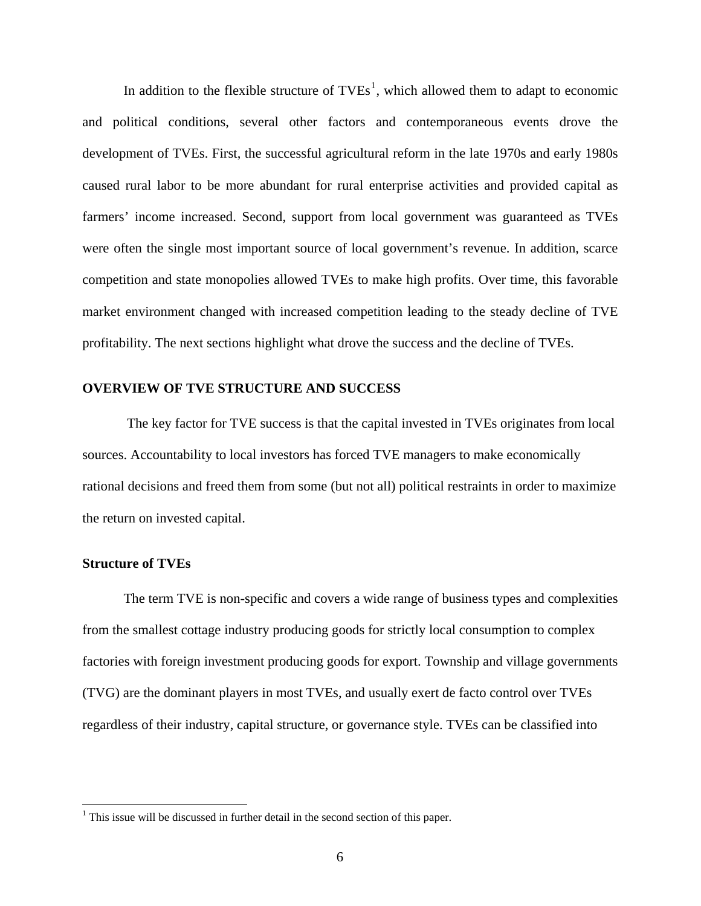In addition to the flexible structure of TVEs[1], which allowed them to adapt to economic and political conditions, several other factors and contemporaneous events drove the development of TVEs. First, the successful agricultural reform in the late 1970s and early 1980s caused rural labor to be more abundant for rural enterprise activities and provided capital as farmers' income increased. Second, support from local government was guaranteed as TVEs were often the single most important source of local government's revenue. In addition, scarce competition and state monopolies allowed TVEs to make high profits. Over time, this favorable market environment changed with increased competition leading to the steady decline of TVE profitability. The next sections highlight what drove the success and the decline of TVEs.

## OVERVIEW OF TVE STRUCTURE AND SUCCESS

The key factor for TVE success is that the capital invested in TVEs originates from local sources. Accountability to local investors has forced TVE managers to make economically rational decisions and freed them from some (but not all) political restraints in order to maximize the return on invested capital.

### Structure of TVEs

The term TVE is non-specific and covers a wide range of business types and complexities from the smallest cottage industry producing goods for strictly local consumption to complex factories with foreign investment producing goods for export. Township and village governments (TVG) are the dominant players in most TVEs, and usually exert de facto control over TVEs regardless of their industry, capital structure, or governance style. TVEs can be classified into

---

[1] This issue will be discussed in further detail in the second section of this paper.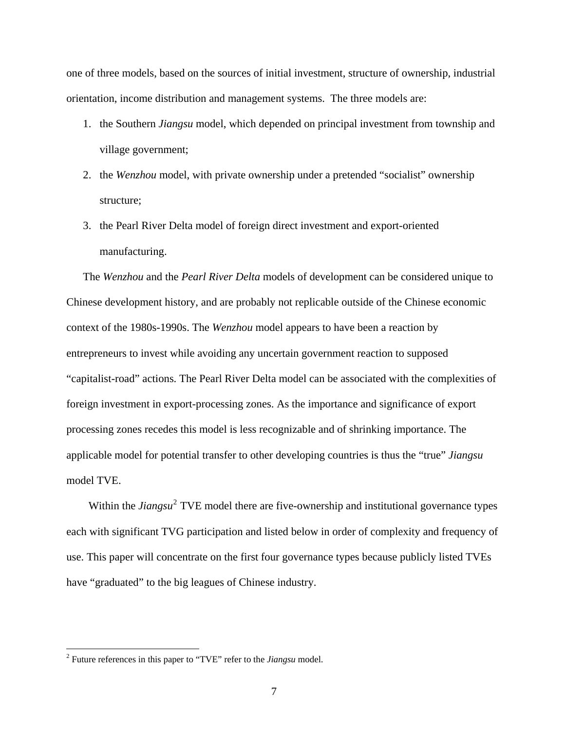one of three models, based on the sources of initial investment, structure of ownership, industrial orientation, income distribution and management systems. The three models are:

1. the Southern *Jiangsu* model, which depended on principal investment from township and village government;
2. the *Wenzhou* model, with private ownership under a pretended "socialist" ownership structure;
3. the Pearl River Delta model of foreign direct investment and export-oriented manufacturing.

The *Wenzhou* and the *Pearl River Delta* models of development can be considered unique to Chinese development history, and are probably not replicable outside of the Chinese economic context of the 1980s-1990s. The *Wenzhou* model appears to have been a reaction by entrepreneurs to invest while avoiding any uncertain government reaction to supposed "capitalist-road" actions. The Pearl River Delta model can be associated with the complexities of foreign investment in export-processing zones. As the importance and significance of export processing zones recedes this model is less recognizable and of shrinking importance. The applicable model for potential transfer to other developing countries is thus the "true" *Jiangsu* model TVE.

Within the *Jiangsu*[2] TVE model there are five-ownership and institutional governance types each with significant TVG participation and listed below in order of complexity and frequency of use. This paper will concentrate on the first four governance types because publicly listed TVEs have "graduated" to the big leagues of Chinese industry.

---

[2] Future references in this paper to "TVE" refer to the *Jiangsu* model.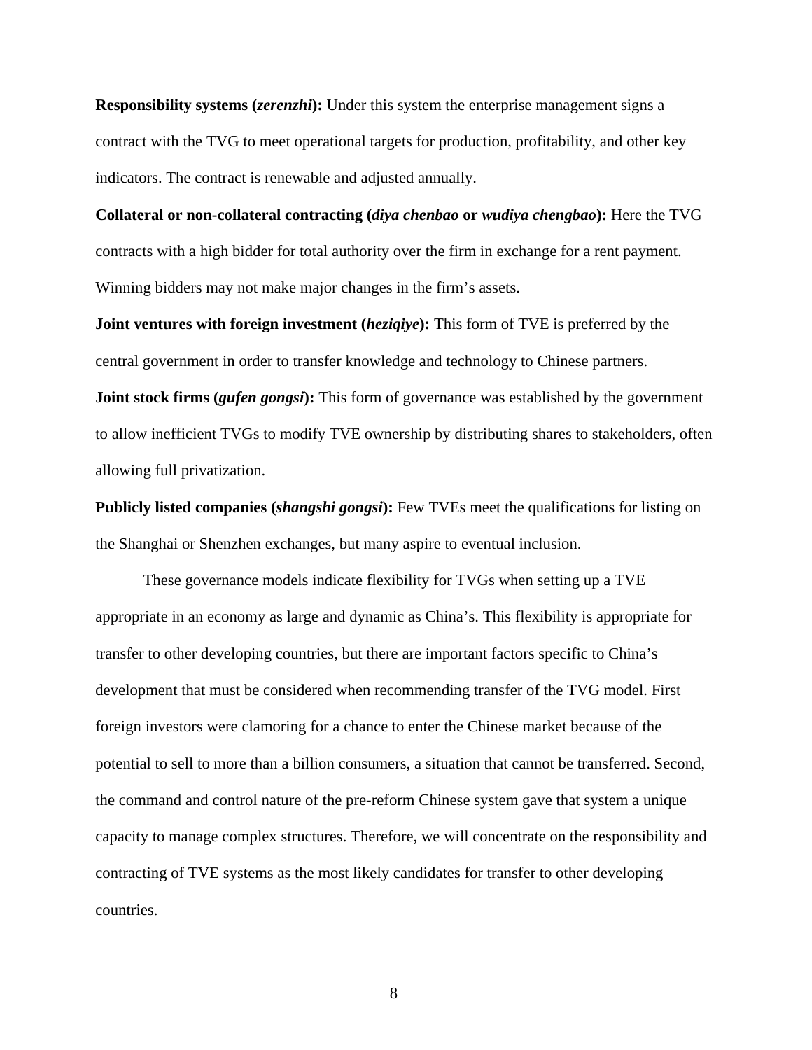**Responsibility systems (*zerenzhi*):** Under this system the enterprise management signs a contract with the TVG to meet operational targets for production, profitability, and other key indicators. The contract is renewable and adjusted annually.

**Collateral or non-collateral contracting (*diya chenbao* or *wudiya chengbao*):** Here the TVG contracts with a high bidder for total authority over the firm in exchange for a rent payment. Winning bidders may not make major changes in the firm's assets.

**Joint ventures with foreign investment (*heziqiye*):** This form of TVE is preferred by the central government in order to transfer knowledge and technology to Chinese partners.

**Joint stock firms (*gufen gongsi*):** This form of governance was established by the government to allow inefficient TVGs to modify TVE ownership by distributing shares to stakeholders, often allowing full privatization.

**Publicly listed companies (*shangshi gongsi*):** Few TVEs meet the qualifications for listing on the Shanghai or Shenzhen exchanges, but many aspire to eventual inclusion.

These governance models indicate flexibility for TVGs when setting up a TVE appropriate in an economy as large and dynamic as China's. This flexibility is appropriate for transfer to other developing countries, but there are important factors specific to China's development that must be considered when recommending transfer of the TVG model. First foreign investors were clamoring for a chance to enter the Chinese market because of the potential to sell to more than a billion consumers, a situation that cannot be transferred. Second, the command and control nature of the pre-reform Chinese system gave that system a unique capacity to manage complex structures. Therefore, we will concentrate on the responsibility and contracting of TVE systems as the most likely candidates for transfer to other developing countries.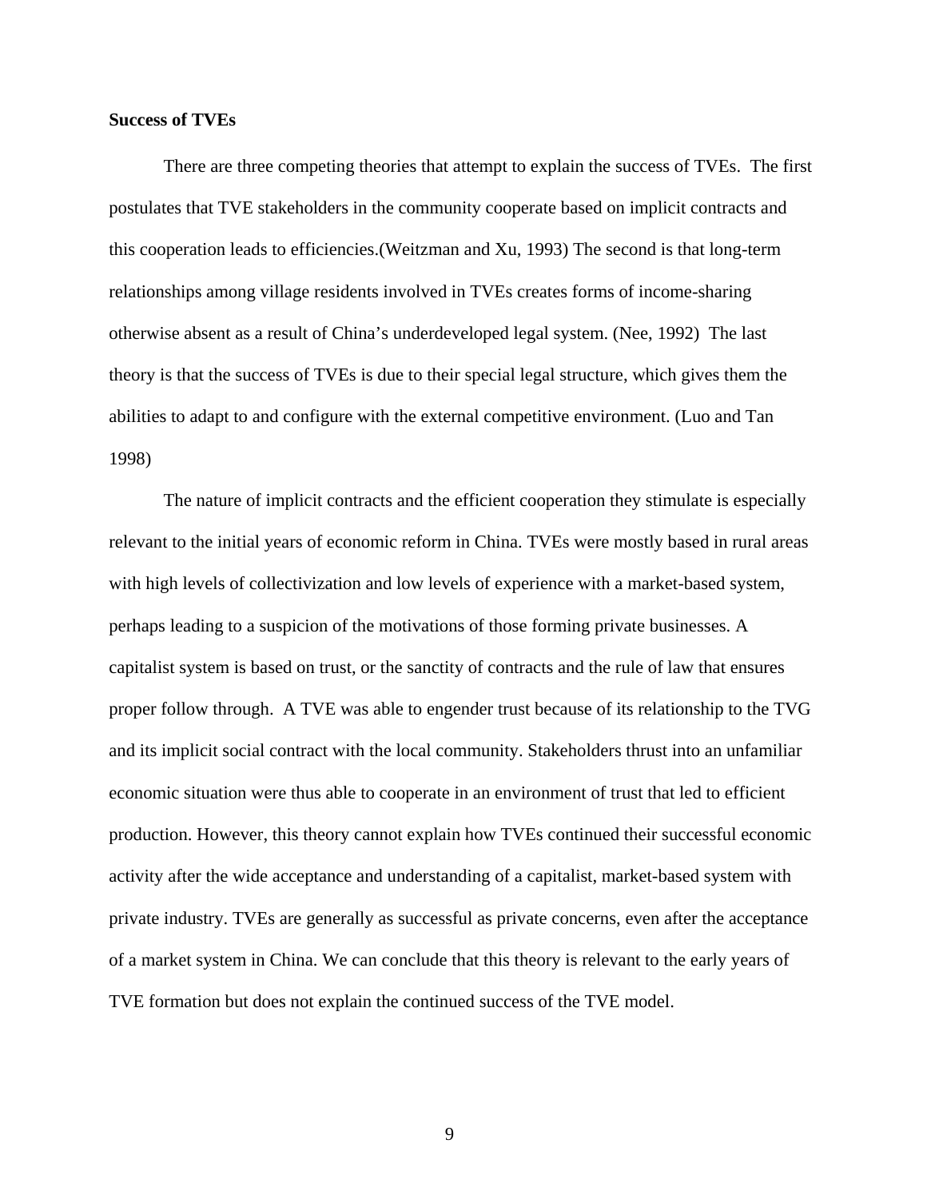**Success of TVEs**

There are three competing theories that attempt to explain the success of TVEs. The first postulates that TVE stakeholders in the community cooperate based on implicit contracts and this cooperation leads to efficiencies.(Weitzman and Xu, 1993) The second is that long-term relationships among village residents involved in TVEs creates forms of income-sharing otherwise absent as a result of China's underdeveloped legal system. (Nee, 1992) The last theory is that the success of TVEs is due to their special legal structure, which gives them the abilities to adapt to and configure with the external competitive environment. (Luo and Tan 1998)

The nature of implicit contracts and the efficient cooperation they stimulate is especially relevant to the initial years of economic reform in China. TVEs were mostly based in rural areas with high levels of collectivization and low levels of experience with a market-based system, perhaps leading to a suspicion of the motivations of those forming private businesses. A capitalist system is based on trust, or the sanctity of contracts and the rule of law that ensures proper follow through. A TVE was able to engender trust because of its relationship to the TVG and its implicit social contract with the local community. Stakeholders thrust into an unfamiliar economic situation were thus able to cooperate in an environment of trust that led to efficient production. However, this theory cannot explain how TVEs continued their successful economic activity after the wide acceptance and understanding of a capitalist, market-based system with private industry. TVEs are generally as successful as private concerns, even after the acceptance of a market system in China. We can conclude that this theory is relevant to the early years of TVE formation but does not explain the continued success of the TVE model.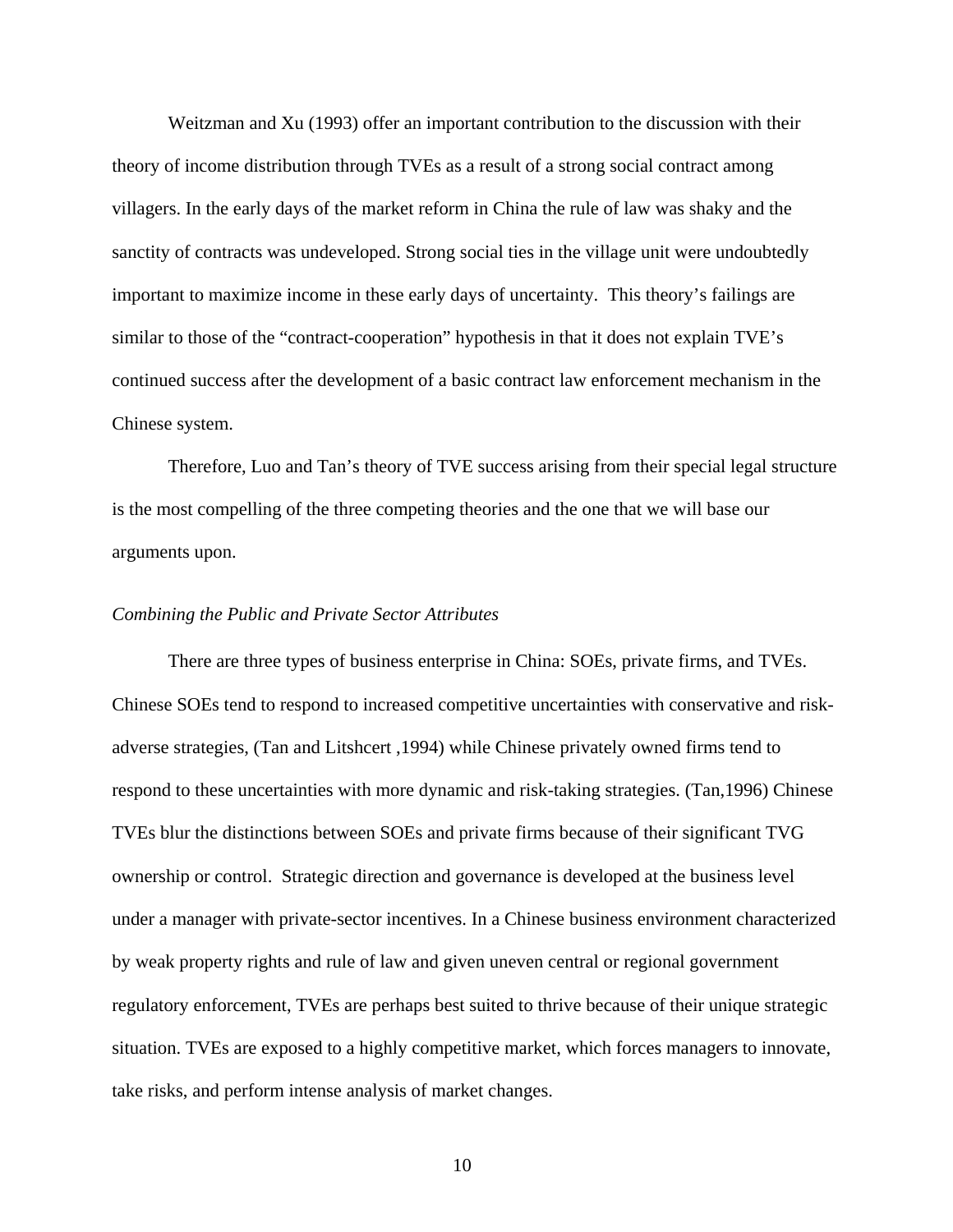Weitzman and Xu (1993) offer an important contribution to the discussion with their theory of income distribution through TVEs as a result of a strong social contract among villagers. In the early days of the market reform in China the rule of law was shaky and the sanctity of contracts was undeveloped. Strong social ties in the village unit were undoubtedly important to maximize income in these early days of uncertainty. This theory's failings are similar to those of the "contract-cooperation" hypothesis in that it does not explain TVE's continued success after the development of a basic contract law enforcement mechanism in the Chinese system.

Therefore, Luo and Tan's theory of TVE success arising from their special legal structure is the most compelling of the three competing theories and the one that we will base our arguments upon.

*Combining the Public and Private Sector Attributes*

There are three types of business enterprise in China: SOEs, private firms, and TVEs. Chinese SOEs tend to respond to increased competitive uncertainties with conservative and risk-adverse strategies, (Tan and Litshcert ,1994) while Chinese privately owned firms tend to respond to these uncertainties with more dynamic and risk-taking strategies. (Tan,1996) Chinese TVEs blur the distinctions between SOEs and private firms because of their significant TVG ownership or control. Strategic direction and governance is developed at the business level under a manager with private-sector incentives. In a Chinese business environment characterized by weak property rights and rule of law and given uneven central or regional government regulatory enforcement, TVEs are perhaps best suited to thrive because of their unique strategic situation. TVEs are exposed to a highly competitive market, which forces managers to innovate, take risks, and perform intense analysis of market changes.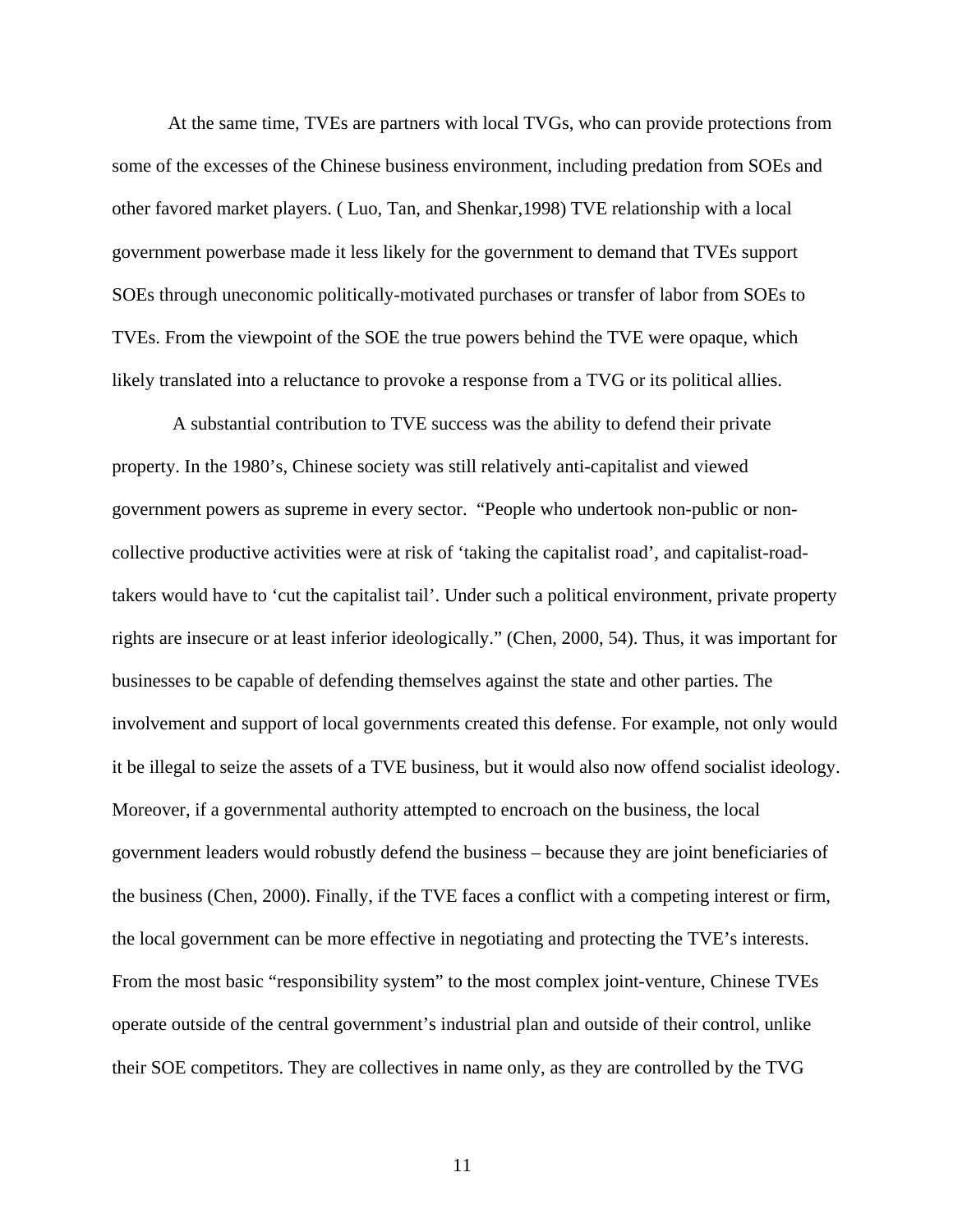At the same time, TVEs are partners with local TVGs, who can provide protections from some of the excesses of the Chinese business environment, including predation from SOEs and other favored market players. ( Luo, Tan, and Shenkar,1998) TVE relationship with a local government powerbase made it less likely for the government to demand that TVEs support SOEs through uneconomic politically-motivated purchases or transfer of labor from SOEs to TVEs. From the viewpoint of the SOE the true powers behind the TVE were opaque, which likely translated into a reluctance to provoke a response from a TVG or its political allies.

A substantial contribution to TVE success was the ability to defend their private property. In the 1980's, Chinese society was still relatively anti-capitalist and viewed government powers as supreme in every sector. "People who undertook non-public or non-collective productive activities were at risk of 'taking the capitalist road', and capitalist-road-takers would have to 'cut the capitalist tail'. Under such a political environment, private property rights are insecure or at least inferior ideologically." (Chen, 2000, 54). Thus, it was important for businesses to be capable of defending themselves against the state and other parties. The involvement and support of local governments created this defense. For example, not only would it be illegal to seize the assets of a TVE business, but it would also now offend socialist ideology. Moreover, if a governmental authority attempted to encroach on the business, the local government leaders would robustly defend the business – because they are joint beneficiaries of the business (Chen, 2000). Finally, if the TVE faces a conflict with a competing interest or firm, the local government can be more effective in negotiating and protecting the TVE's interests. From the most basic "responsibility system" to the most complex joint-venture, Chinese TVEs operate outside of the central government's industrial plan and outside of their control, unlike their SOE competitors. They are collectives in name only, as they are controlled by the TVG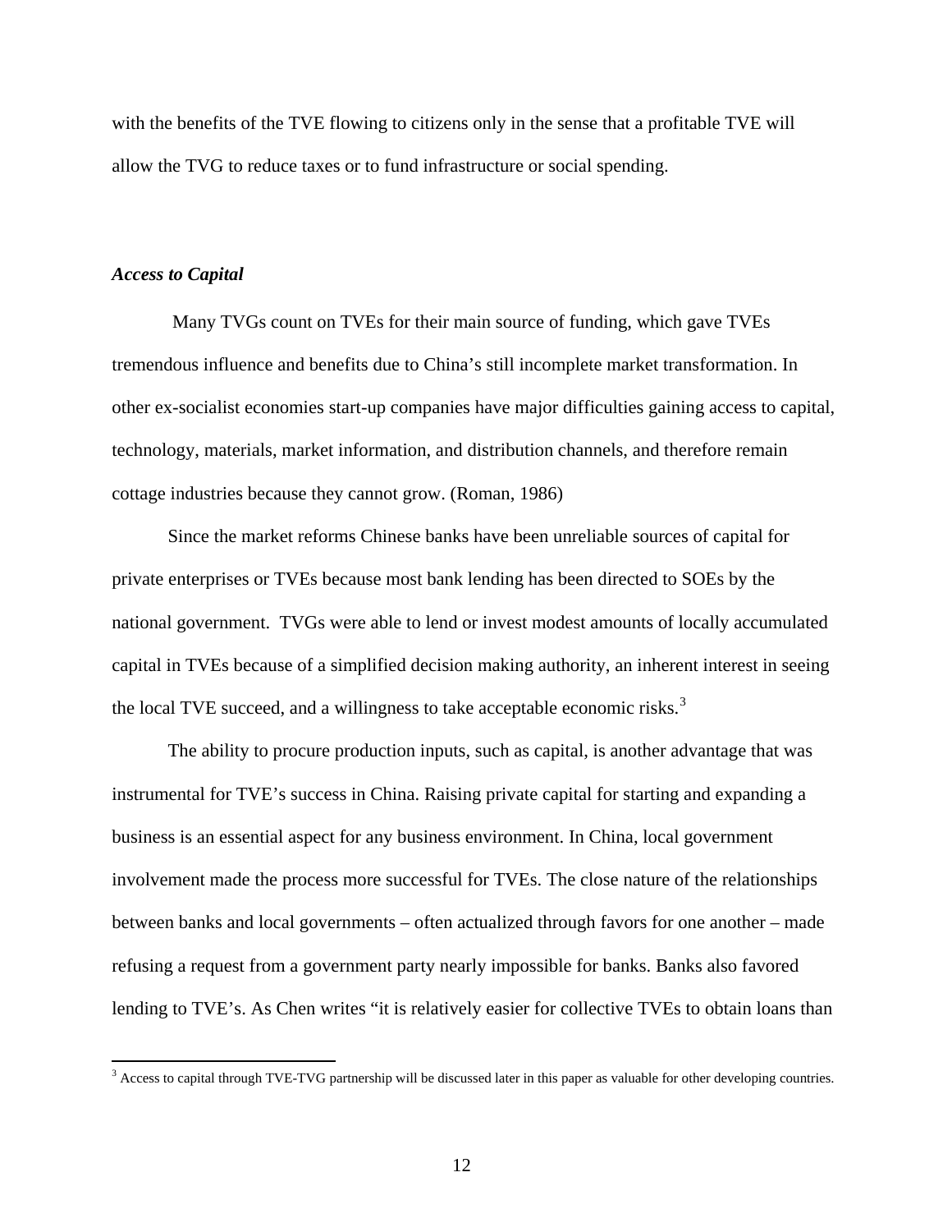with the benefits of the TVE flowing to citizens only in the sense that a profitable TVE will allow the TVG to reduce taxes or to fund infrastructure or social spending.

***Access to Capital***

Many TVGs count on TVEs for their main source of funding, which gave TVEs tremendous influence and benefits due to China's still incomplete market transformation. In other ex-socialist economies start-up companies have major difficulties gaining access to capital, technology, materials, market information, and distribution channels, and therefore remain cottage industries because they cannot grow. (Roman, 1986)

Since the market reforms Chinese banks have been unreliable sources of capital for private enterprises or TVEs because most bank lending has been directed to SOEs by the national government. TVGs were able to lend or invest modest amounts of locally accumulated capital in TVEs because of a simplified decision making authority, an inherent interest in seeing the local TVE succeed, and a willingness to take acceptable economic risks.[3]

The ability to procure production inputs, such as capital, is another advantage that was instrumental for TVE's success in China. Raising private capital for starting and expanding a business is an essential aspect for any business environment. In China, local government involvement made the process more successful for TVEs. The close nature of the relationships between banks and local governments – often actualized through favors for one another – made refusing a request from a government party nearly impossible for banks. Banks also favored lending to TVE's. As Chen writes "it is relatively easier for collective TVEs to obtain loans than

[3] Access to capital through TVE-TVG partnership will be discussed later in this paper as valuable for other developing countries.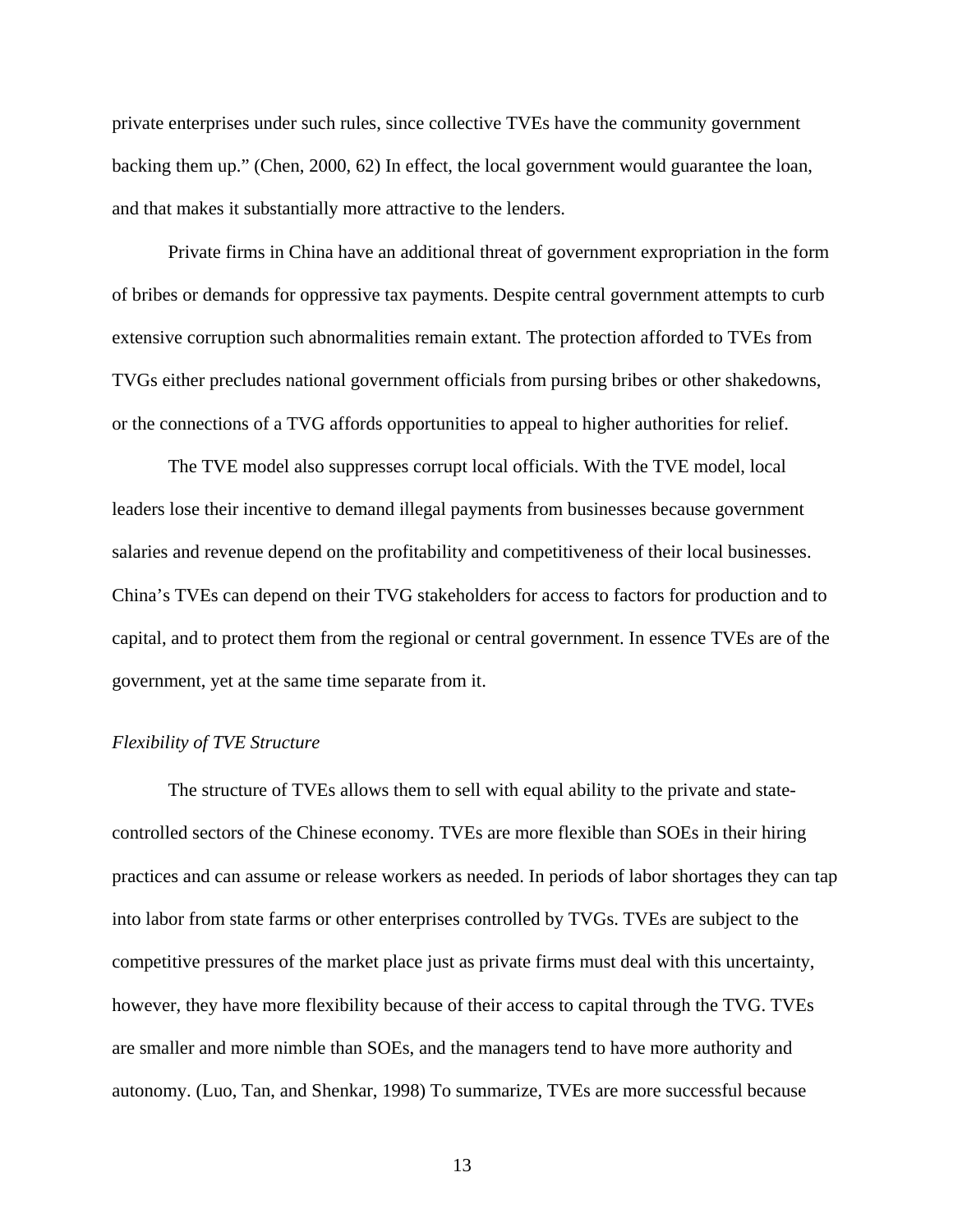private enterprises under such rules, since collective TVEs have the community government backing them up." (Chen, 2000, 62) In effect, the local government would guarantee the loan, and that makes it substantially more attractive to the lenders.

Private firms in China have an additional threat of government expropriation in the form of bribes or demands for oppressive tax payments. Despite central government attempts to curb extensive corruption such abnormalities remain extant. The protection afforded to TVEs from TVGs either precludes national government officials from pursing bribes or other shakedowns, or the connections of a TVG affords opportunities to appeal to higher authorities for relief.

The TVE model also suppresses corrupt local officials. With the TVE model, local leaders lose their incentive to demand illegal payments from businesses because government salaries and revenue depend on the profitability and competitiveness of their local businesses. China's TVEs can depend on their TVG stakeholders for access to factors for production and to capital, and to protect them from the regional or central government. In essence TVEs are of the government, yet at the same time separate from it.

*Flexibility of TVE Structure*

The structure of TVEs allows them to sell with equal ability to the private and state-controlled sectors of the Chinese economy. TVEs are more flexible than SOEs in their hiring practices and can assume or release workers as needed. In periods of labor shortages they can tap into labor from state farms or other enterprises controlled by TVGs. TVEs are subject to the competitive pressures of the market place just as private firms must deal with this uncertainty, however, they have more flexibility because of their access to capital through the TVG. TVEs are smaller and more nimble than SOEs, and the managers tend to have more authority and autonomy. (Luo, Tan, and Shenkar, 1998) To summarize, TVEs are more successful because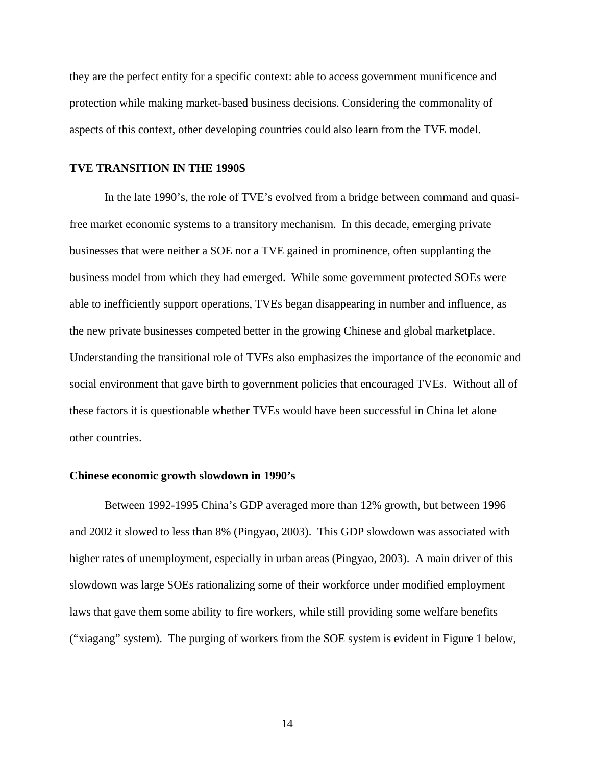they are the perfect entity for a specific context: able to access government munificence and protection while making market-based business decisions. Considering the commonality of aspects of this context, other developing countries could also learn from the TVE model.

## TVE TRANSITION IN THE 1990S

In the late 1990's, the role of TVE's evolved from a bridge between command and quasi-free market economic systems to a transitory mechanism. In this decade, emerging private businesses that were neither a SOE nor a TVE gained in prominence, often supplanting the business model from which they had emerged. While some government protected SOEs were able to inefficiently support operations, TVEs began disappearing in number and influence, as the new private businesses competed better in the growing Chinese and global marketplace. Understanding the transitional role of TVEs also emphasizes the importance of the economic and social environment that gave birth to government policies that encouraged TVEs. Without all of these factors it is questionable whether TVEs would have been successful in China let alone other countries.

### Chinese economic growth slowdown in 1990's

Between 1992-1995 China's GDP averaged more than 12% growth, but between 1996 and 2002 it slowed to less than 8% (Pingyao, 2003). This GDP slowdown was associated with higher rates of unemployment, especially in urban areas (Pingyao, 2003). A main driver of this slowdown was large SOEs rationalizing some of their workforce under modified employment laws that gave them some ability to fire workers, while still providing some welfare benefits ("xiagang" system). The purging of workers from the SOE system is evident in Figure 1 below,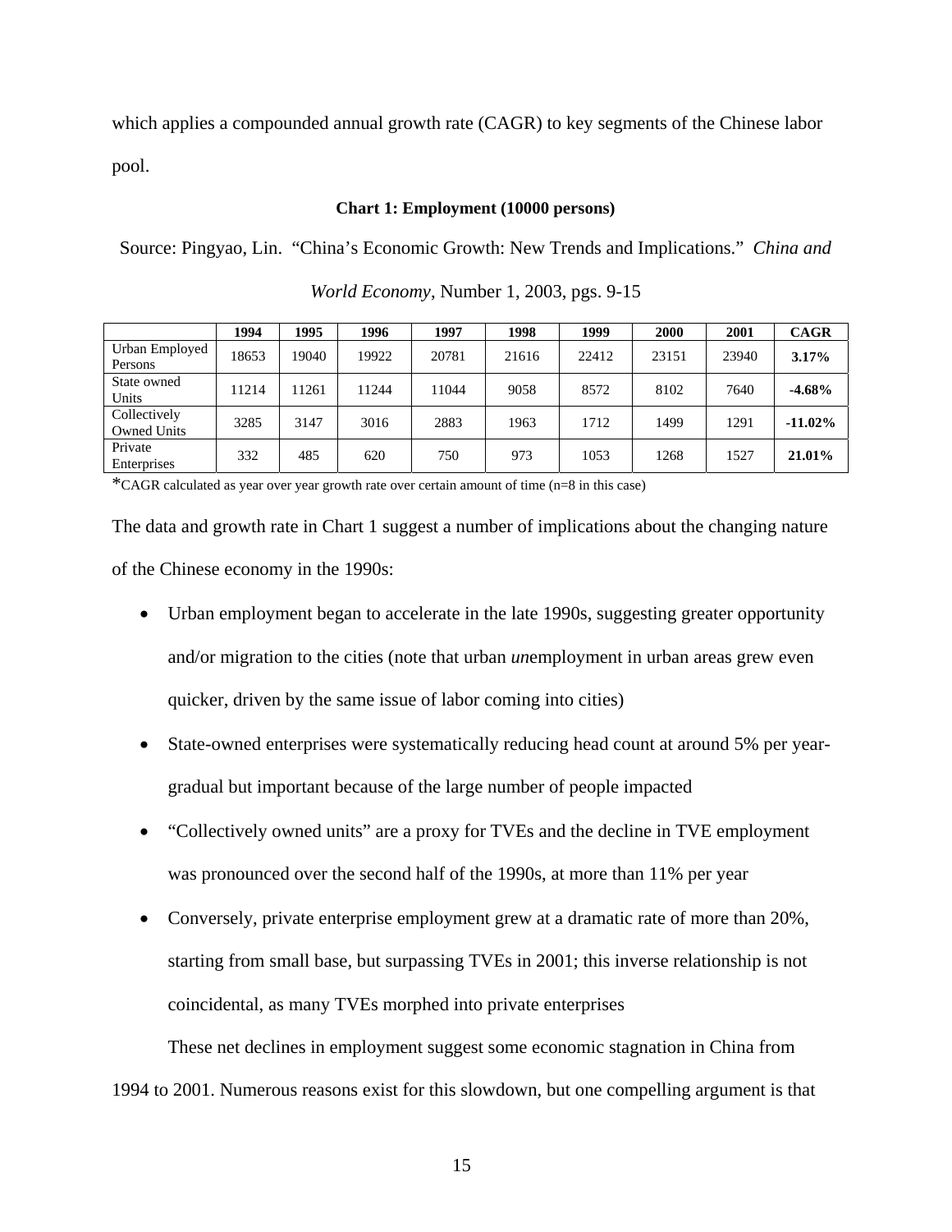which applies a compounded annual growth rate (CAGR) to key segments of the Chinese labor pool.

**Chart 1: Employment (10000 persons)**

Source: Pingyao, Lin. "China's Economic Growth: New Trends and Implications." *China and World Economy*, Number 1, 2003, pgs. 9-15

| | 1994 | 1995 | 1996 | 1997 | 1998 | 1999 | 2000 | 2001 | CAGR |
|---|---|---|---|---|---|---|---|---|---|
| Urban Employed Persons | 18653 | 19040 | 19922 | 20781 | 21616 | 22412 | 23151 | 23940 | **3.17%** |
| State owned Units | 11214 | 11261 | 11244 | 11044 | 9058 | 8572 | 8102 | 7640 | **-4.68%** |
| Collectively Owned Units | 3285 | 3147 | 3016 | 2883 | 1963 | 1712 | 1499 | 1291 | **-11.02%** |
| Private Enterprises | 332 | 485 | 620 | 750 | 973 | 1053 | 1268 | 1527 | **21.01%** |

*CAGR calculated as year over year growth rate over certain amount of time (n=8 in this case)

The data and growth rate in Chart 1 suggest a number of implications about the changing nature of the Chinese economy in the 1990s:

- Urban employment began to accelerate in the late 1990s, suggesting greater opportunity and/or migration to the cities (note that urban *un*employment in urban areas grew even quicker, driven by the same issue of labor coming into cities)
- State-owned enterprises were systematically reducing head count at around 5% per year-gradual but important because of the large number of people impacted
- "Collectively owned units" are a proxy for TVEs and the decline in TVE employment was pronounced over the second half of the 1990s, at more than 11% per year
- Conversely, private enterprise employment grew at a dramatic rate of more than 20%, starting from small base, but surpassing TVEs in 2001; this inverse relationship is not coincidental, as many TVEs morphed into private enterprises

These net declines in employment suggest some economic stagnation in China from 1994 to 2001. Numerous reasons exist for this slowdown, but one compelling argument is that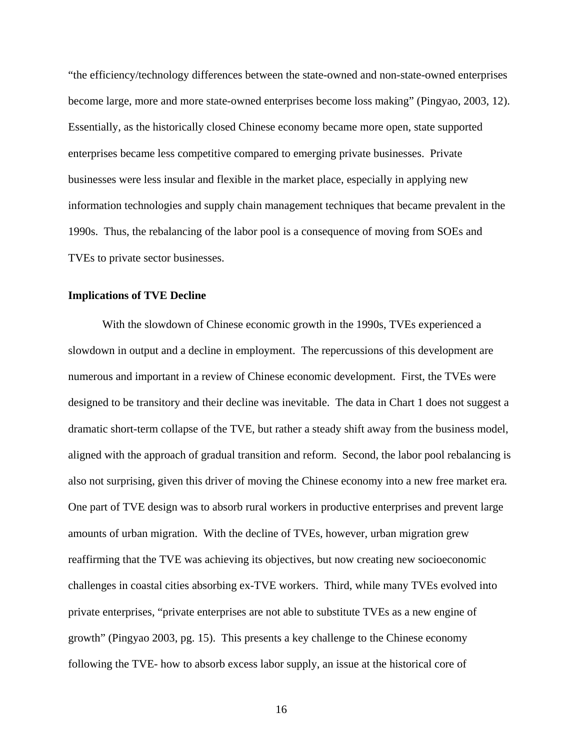"the efficiency/technology differences between the state-owned and non-state-owned enterprises become large, more and more state-owned enterprises become loss making" (Pingyao, 2003, 12). Essentially, as the historically closed Chinese economy became more open, state supported enterprises became less competitive compared to emerging private businesses. Private businesses were less insular and flexible in the market place, especially in applying new information technologies and supply chain management techniques that became prevalent in the 1990s. Thus, the rebalancing of the labor pool is a consequence of moving from SOEs and TVEs to private sector businesses.

**Implications of TVE Decline**

With the slowdown of Chinese economic growth in the 1990s, TVEs experienced a slowdown in output and a decline in employment. The repercussions of this development are numerous and important in a review of Chinese economic development. First, the TVEs were designed to be transitory and their decline was inevitable. The data in Chart 1 does not suggest a dramatic short-term collapse of the TVE, but rather a steady shift away from the business model, aligned with the approach of gradual transition and reform. Second, the labor pool rebalancing is also not surprising, given this driver of moving the Chinese economy into a new free market era. One part of TVE design was to absorb rural workers in productive enterprises and prevent large amounts of urban migration. With the decline of TVEs, however, urban migration grew reaffirming that the TVE was achieving its objectives, but now creating new socioeconomic challenges in coastal cities absorbing ex-TVE workers. Third, while many TVEs evolved into private enterprises, "private enterprises are not able to substitute TVEs as a new engine of growth" (Pingyao 2003, pg. 15). This presents a key challenge to the Chinese economy following the TVE- how to absorb excess labor supply, an issue at the historical core of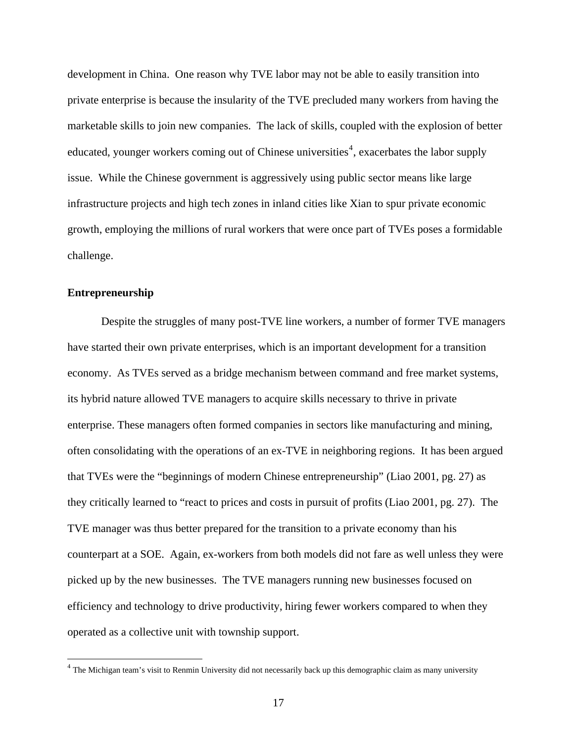development in China. One reason why TVE labor may not be able to easily transition into private enterprise is because the insularity of the TVE precluded many workers from having the marketable skills to join new companies. The lack of skills, coupled with the explosion of better educated, younger workers coming out of Chinese universities[4], exacerbates the labor supply issue. While the Chinese government is aggressively using public sector means like large infrastructure projects and high tech zones in inland cities like Xian to spur private economic growth, employing the millions of rural workers that were once part of TVEs poses a formidable challenge.

**Entrepreneurship**

Despite the struggles of many post-TVE line workers, a number of former TVE managers have started their own private enterprises, which is an important development for a transition economy. As TVEs served as a bridge mechanism between command and free market systems, its hybrid nature allowed TVE managers to acquire skills necessary to thrive in private enterprise. These managers often formed companies in sectors like manufacturing and mining, often consolidating with the operations of an ex-TVE in neighboring regions. It has been argued that TVEs were the "beginnings of modern Chinese entrepreneurship" (Liao 2001, pg. 27) as they critically learned to "react to prices and costs in pursuit of profits (Liao 2001, pg. 27). The TVE manager was thus better prepared for the transition to a private economy than his counterpart at a SOE. Again, ex-workers from both models did not fare as well unless they were picked up by the new businesses. The TVE managers running new businesses focused on efficiency and technology to drive productivity, hiring fewer workers compared to when they operated as a collective unit with township support.

[4] The Michigan team's visit to Renmin University did not necessarily back up this demographic claim as many university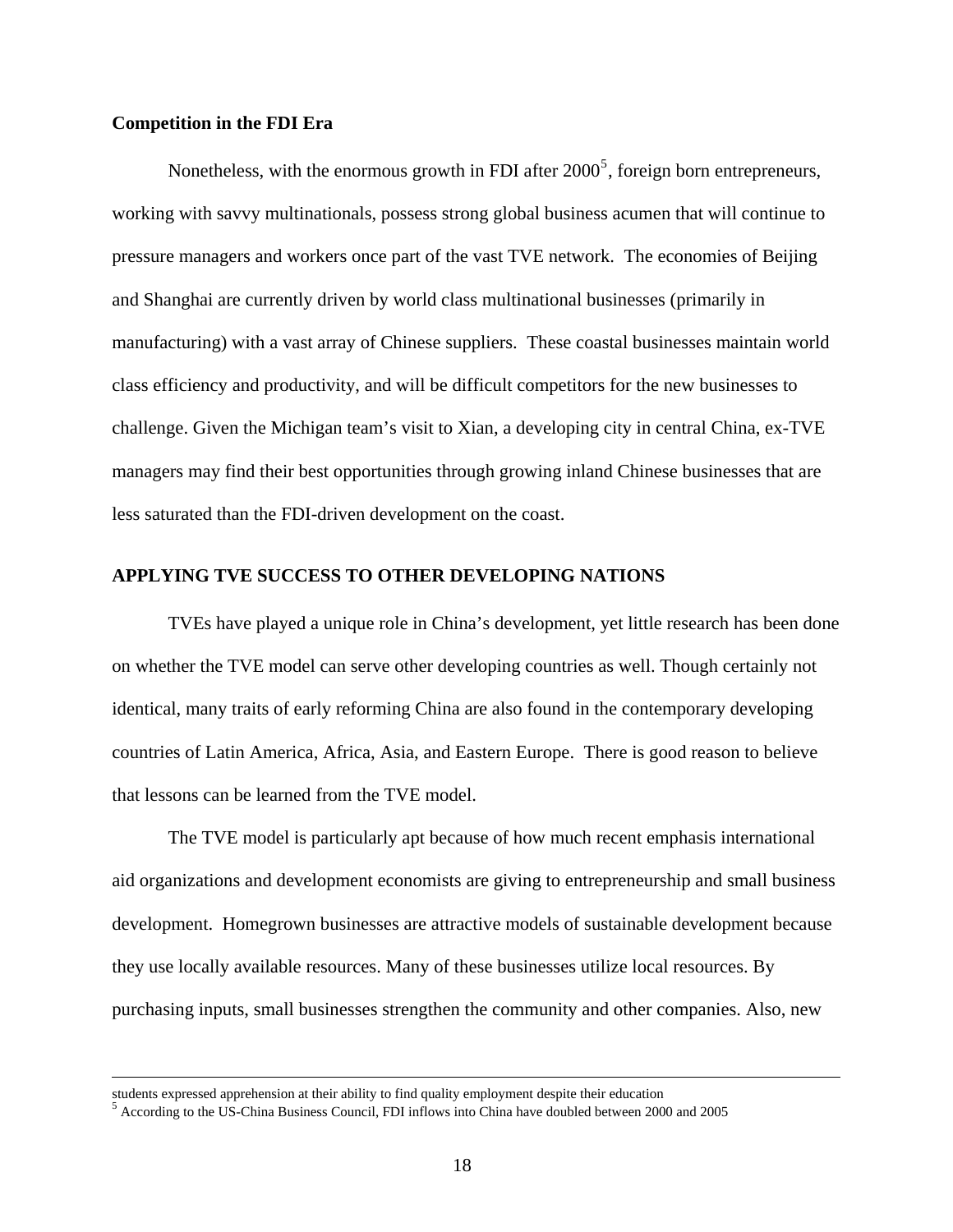**Competition in the FDI Era**

Nonetheless, with the enormous growth in FDI after 2000[5], foreign born entrepreneurs, working with savvy multinationals, possess strong global business acumen that will continue to pressure managers and workers once part of the vast TVE network. The economies of Beijing and Shanghai are currently driven by world class multinational businesses (primarily in manufacturing) with a vast array of Chinese suppliers. These coastal businesses maintain world class efficiency and productivity, and will be difficult competitors for the new businesses to challenge. Given the Michigan team's visit to Xian, a developing city in central China, ex-TVE managers may find their best opportunities through growing inland Chinese businesses that are less saturated than the FDI-driven development on the coast.

## APPLYING TVE SUCCESS TO OTHER DEVELOPING NATIONS

TVEs have played a unique role in China's development, yet little research has been done on whether the TVE model can serve other developing countries as well. Though certainly not identical, many traits of early reforming China are also found in the contemporary developing countries of Latin America, Africa, Asia, and Eastern Europe. There is good reason to believe that lessons can be learned from the TVE model.

The TVE model is particularly apt because of how much recent emphasis international aid organizations and development economists are giving to entrepreneurship and small business development. Homegrown businesses are attractive models of sustainable development because they use locally available resources. Many of these businesses utilize local resources. By purchasing inputs, small businesses strengthen the community and other companies. Also, new

---

students expressed apprehension at their ability to find quality employment despite their education

[5] According to the US-China Business Council, FDI inflows into China have doubled between 2000 and 2005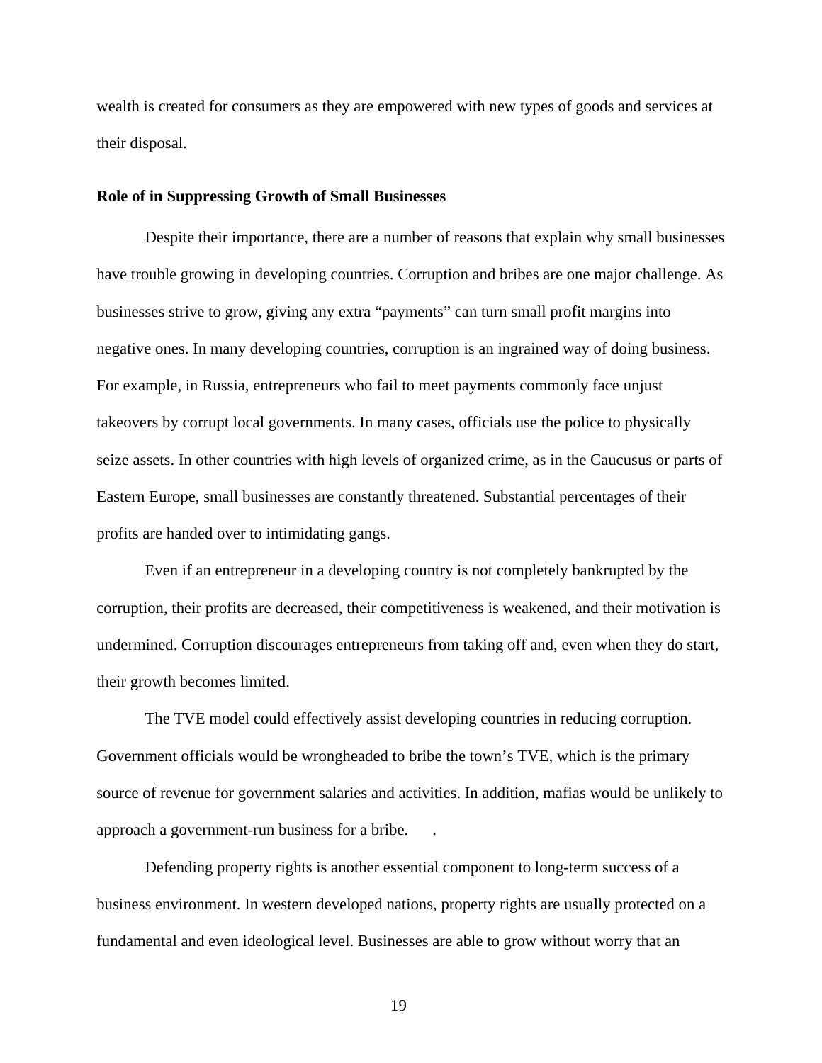wealth is created for consumers as they are empowered with new types of goods and services at their disposal.

**Role of in Suppressing Growth of Small Businesses**

Despite their importance, there are a number of reasons that explain why small businesses have trouble growing in developing countries. Corruption and bribes are one major challenge. As businesses strive to grow, giving any extra "payments" can turn small profit margins into negative ones. In many developing countries, corruption is an ingrained way of doing business. For example, in Russia, entrepreneurs who fail to meet payments commonly face unjust takeovers by corrupt local governments. In many cases, officials use the police to physically seize assets. In other countries with high levels of organized crime, as in the Caucusus or parts of Eastern Europe, small businesses are constantly threatened. Substantial percentages of their profits are handed over to intimidating gangs.

Even if an entrepreneur in a developing country is not completely bankrupted by the corruption, their profits are decreased, their competitiveness is weakened, and their motivation is undermined. Corruption discourages entrepreneurs from taking off and, even when they do start, their growth becomes limited.

The TVE model could effectively assist developing countries in reducing corruption. Government officials would be wrongheaded to bribe the town's TVE, which is the primary source of revenue for government salaries and activities. In addition, mafias would be unlikely to approach a government-run business for a bribe. .

Defending property rights is another essential component to long-term success of a business environment. In western developed nations, property rights are usually protected on a fundamental and even ideological level. Businesses are able to grow without worry that an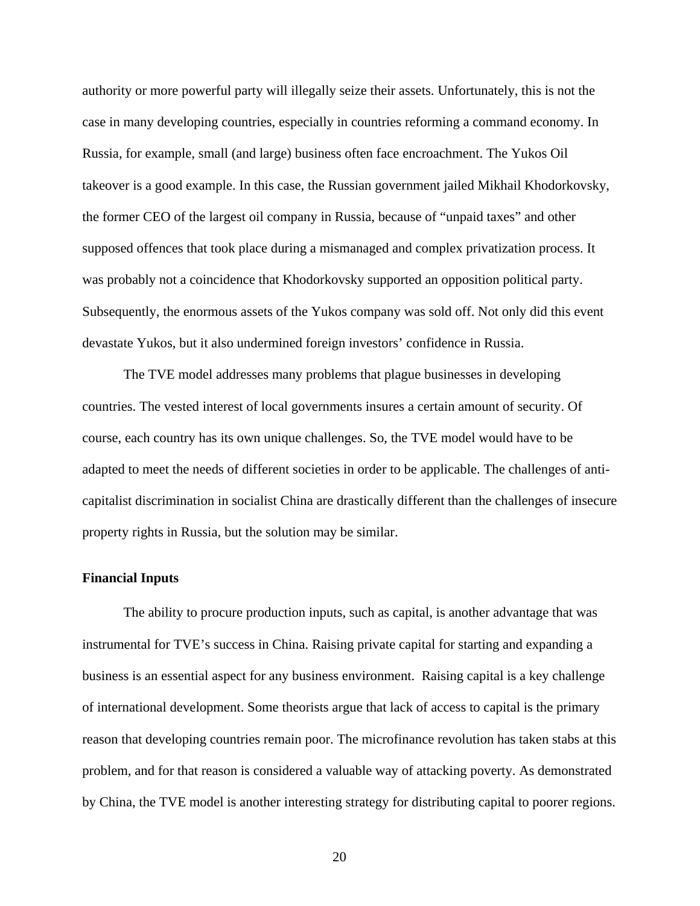authority or more powerful party will illegally seize their assets. Unfortunately, this is not the case in many developing countries, especially in countries reforming a command economy. In Russia, for example, small (and large) business often face encroachment. The Yukos Oil takeover is a good example. In this case, the Russian government jailed Mikhail Khodorkovsky, the former CEO of the largest oil company in Russia, because of "unpaid taxes" and other supposed offences that took place during a mismanaged and complex privatization process. It was probably not a coincidence that Khodorkovsky supported an opposition political party. Subsequently, the enormous assets of the Yukos company was sold off. Not only did this event devastate Yukos, but it also undermined foreign investors' confidence in Russia.

The TVE model addresses many problems that plague businesses in developing countries. The vested interest of local governments insures a certain amount of security. Of course, each country has its own unique challenges. So, the TVE model would have to be adapted to meet the needs of different societies in order to be applicable. The challenges of anti-capitalist discrimination in socialist China are drastically different than the challenges of insecure property rights in Russia, but the solution may be similar.

**Financial Inputs**

The ability to procure production inputs, such as capital, is another advantage that was instrumental for TVE's success in China. Raising private capital for starting and expanding a business is an essential aspect for any business environment. Raising capital is a key challenge of international development. Some theorists argue that lack of access to capital is the primary reason that developing countries remain poor. The microfinance revolution has taken stabs at this problem, and for that reason is considered a valuable way of attacking poverty. As demonstrated by China, the TVE model is another interesting strategy for distributing capital to poorer regions.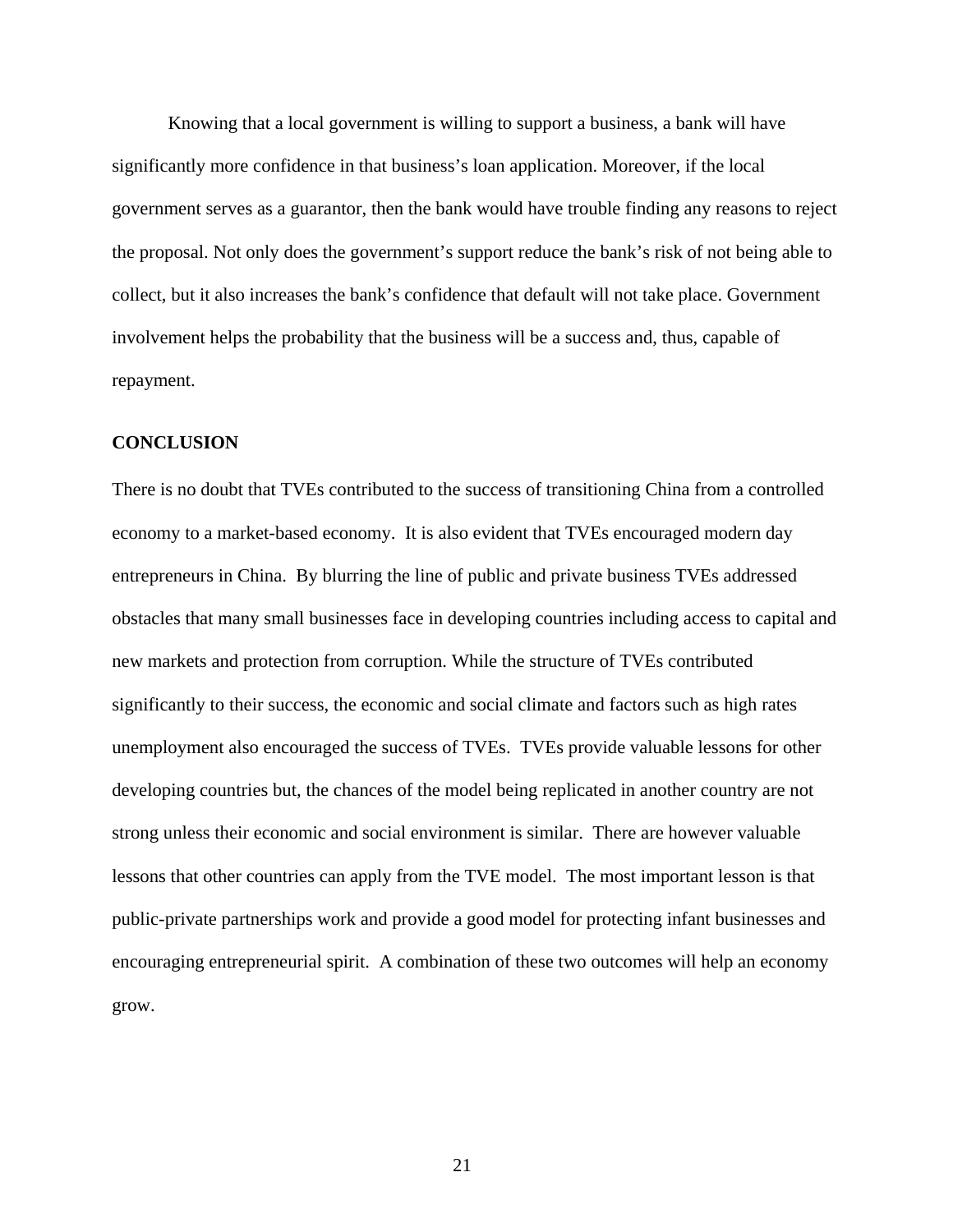Knowing that a local government is willing to support a business, a bank will have significantly more confidence in that business's loan application. Moreover, if the local government serves as a guarantor, then the bank would have trouble finding any reasons to reject the proposal. Not only does the government's support reduce the bank's risk of not being able to collect, but it also increases the bank's confidence that default will not take place. Government involvement helps the probability that the business will be a success and, thus, capable of repayment.

## CONCLUSION

There is no doubt that TVEs contributed to the success of transitioning China from a controlled economy to a market-based economy. It is also evident that TVEs encouraged modern day entrepreneurs in China. By blurring the line of public and private business TVEs addressed obstacles that many small businesses face in developing countries including access to capital and new markets and protection from corruption. While the structure of TVEs contributed significantly to their success, the economic and social climate and factors such as high rates unemployment also encouraged the success of TVEs. TVEs provide valuable lessons for other developing countries but, the chances of the model being replicated in another country are not strong unless their economic and social environment is similar. There are however valuable lessons that other countries can apply from the TVE model. The most important lesson is that public-private partnerships work and provide a good model for protecting infant businesses and encouraging entrepreneurial spirit. A combination of these two outcomes will help an economy grow.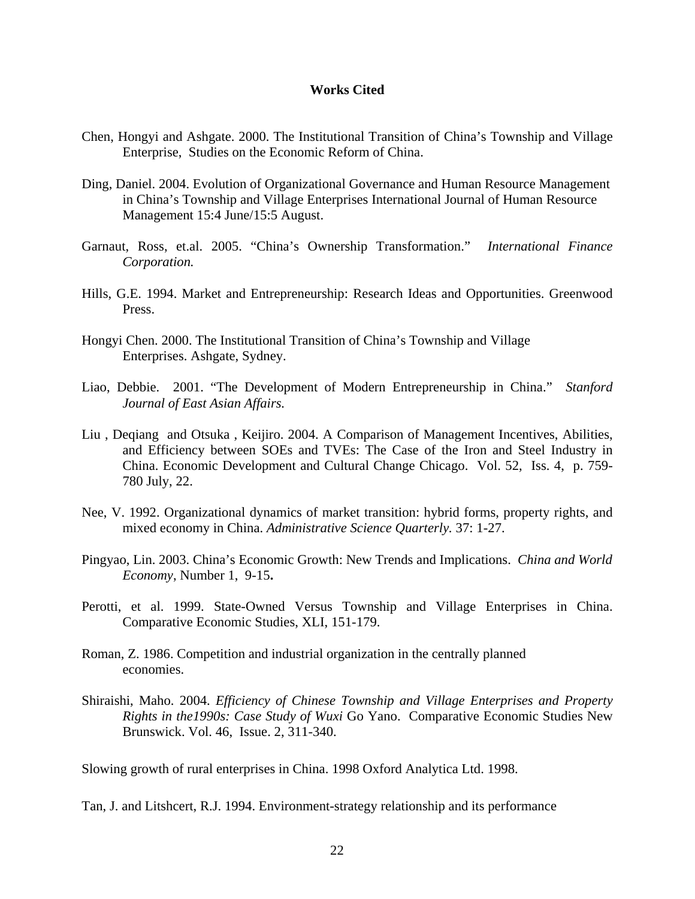**Works Cited**

Chen, Hongyi and Ashgate. 2000. The Institutional Transition of China's Township and Village Enterprise, Studies on the Economic Reform of China.

Ding, Daniel. 2004. Evolution of Organizational Governance and Human Resource Management in China's Township and Village Enterprises International Journal of Human Resource Management 15:4 June/15:5 August.

Garnaut, Ross, et.al. 2005. "China's Ownership Transformation." *International Finance Corporation.*

Hills, G.E. 1994. Market and Entrepreneurship: Research Ideas and Opportunities. Greenwood Press.

Hongyi Chen. 2000. The Institutional Transition of China's Township and Village Enterprises. Ashgate, Sydney.

Liao, Debbie. 2001. "The Development of Modern Entrepreneurship in China." *Stanford Journal of East Asian Affairs.*

Liu , Deqiang and Otsuka , Keijiro. 2004. A Comparison of Management Incentives, Abilities, and Efficiency between SOEs and TVEs: The Case of the Iron and Steel Industry in China. Economic Development and Cultural Change Chicago. Vol. 52, Iss. 4, p. 759-780 July, 22.

Nee, V. 1992. Organizational dynamics of market transition: hybrid forms, property rights, and mixed economy in China. *Administrative Science Quarterly.* 37: 1-27.

Pingyao, Lin. 2003. China's Economic Growth: New Trends and Implications. *China and World Economy*, Number 1, 9-15**.**

Perotti, et al. 1999. State-Owned Versus Township and Village Enterprises in China. Comparative Economic Studies, XLI, 151-179.

Roman, Z. 1986. Competition and industrial organization in the centrally planned economies.

Shiraishi, Maho. 2004. *Efficiency of Chinese Township and Village Enterprises and Property Rights in the1990s: Case Study of Wuxi* Go Yano. Comparative Economic Studies New Brunswick. Vol. 46, Issue. 2, 311-340.

Slowing growth of rural enterprises in China. 1998 Oxford Analytica Ltd. 1998.

Tan, J. and Litshcert, R.J. 1994. Environment-strategy relationship and its performance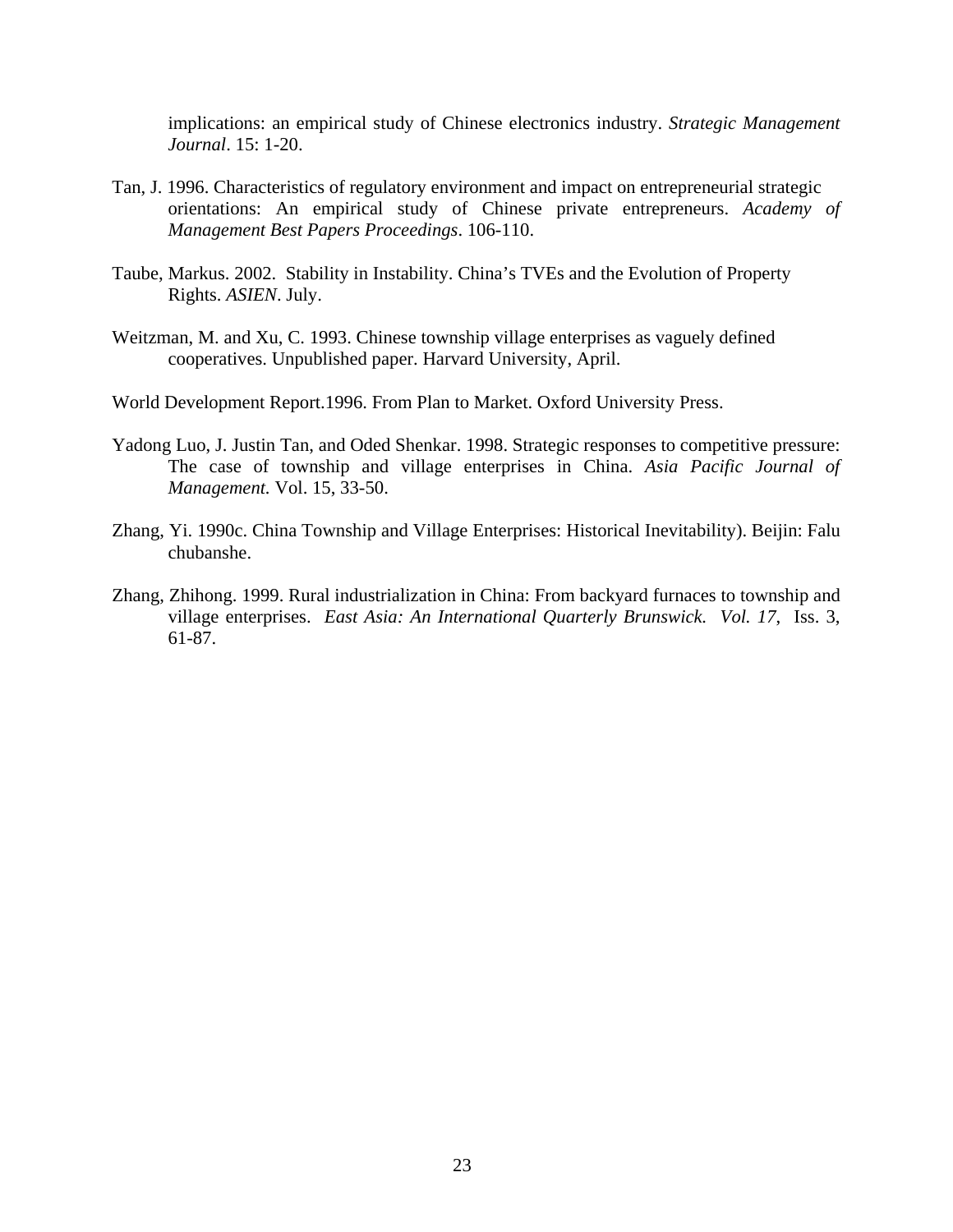implications: an empirical study of Chinese electronics industry. *Strategic Management Journal*. 15: 1-20.

Tan, J. 1996. Characteristics of regulatory environment and impact on entrepreneurial strategic orientations: An empirical study of Chinese private entrepreneurs. *Academy of Management Best Papers Proceedings*. 106-110.

Taube, Markus. 2002. Stability in Instability. China's TVEs and the Evolution of Property Rights. *ASIEN*. July.

Weitzman, M. and Xu, C. 1993. Chinese township village enterprises as vaguely defined cooperatives. Unpublished paper. Harvard University, April.

World Development Report.1996. From Plan to Market. Oxford University Press.

Yadong Luo, J. Justin Tan, and Oded Shenkar. 1998. Strategic responses to competitive pressure: The case of township and village enterprises in China. *Asia Pacific Journal of Management.* Vol. 15, 33-50.

Zhang, Yi. 1990c. China Township and Village Enterprises: Historical Inevitability). Beijin: Falu chubanshe.

Zhang, Zhihong. 1999. Rural industrialization in China: From backyard furnaces to township and village enterprises. *East Asia: An International Quarterly Brunswick. Vol. 17*, Iss. 3, 61-87.